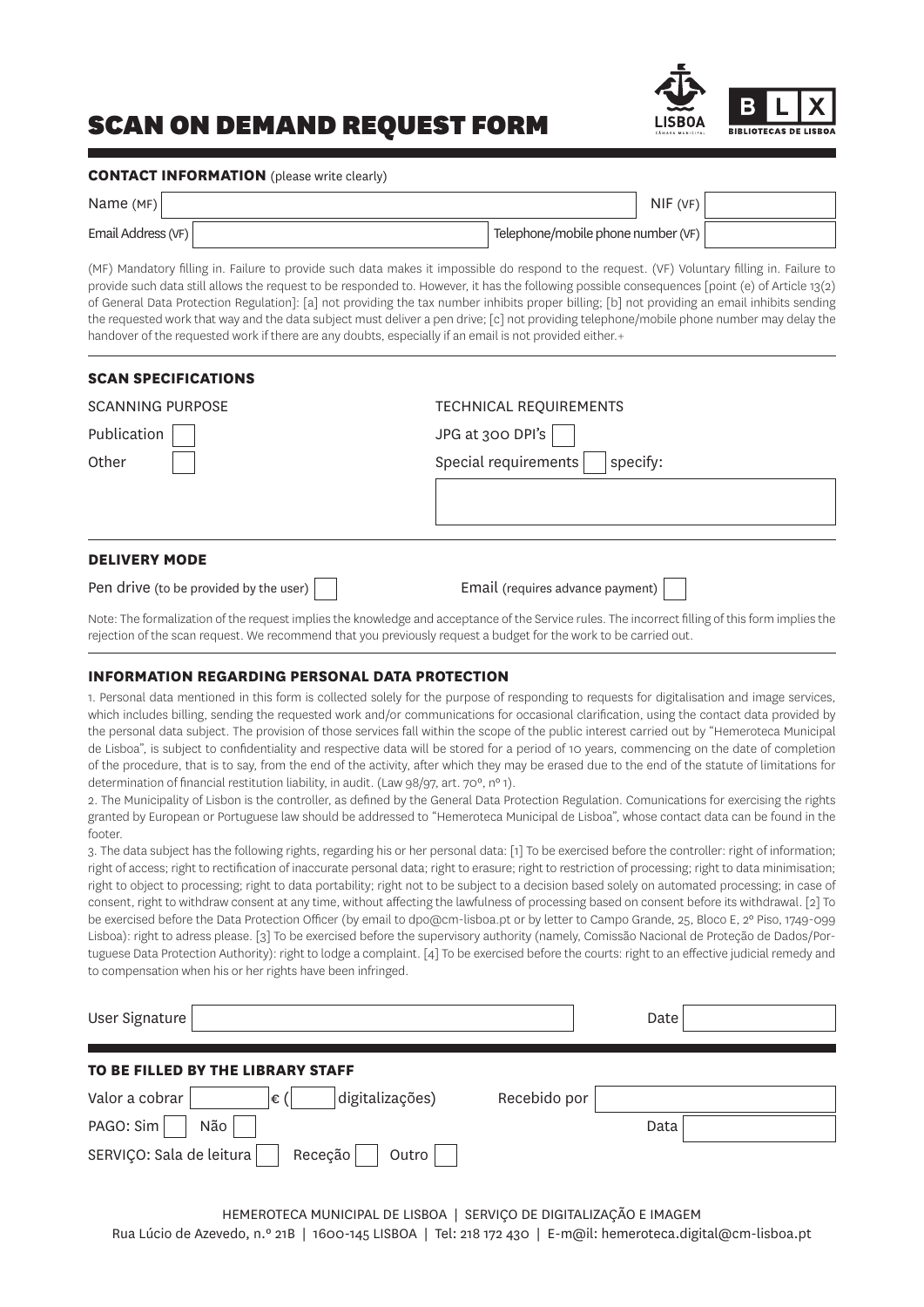# SCAN ON DEMAND REQUEST FORM

LISBOA CÂMARA MUNICIPAL | BLX BIBLIOTECAS DE LISBOA

## CONTACT INFORMATION (please write clearly)

| | | | |
|---|---|---|---|
| Name (MF) | | NIF (VF) | |
| Email Address (VF) | | Telephone/mobile phone number (VF) | |

(MF) Mandatory filling in. Failure to provide such data makes it impossible do respond to the request. (VF) Voluntary filling in. Failure to provide such data still allows the request to be responded to. However, it has the following possible consequences [point (e) of Article 13(2) of General Data Protection Regulation]: [a] not providing the tax number inhibits proper billing; [b] not providing an email inhibits sending the requested work that way and the data subject must deliver a pen drive; [c] not providing telephone/mobile phone number may delay the handover of the requested work if there are any doubts, especially if an email is not provided either.+

## SCAN SPECIFICATIONS

| SCANNING PURPOSE | TECHNICAL REQUIREMENTS |
|---|---|
| Publication ☐ | JPG at 300 DPI's ☐ |
| Other ☐ | Special requirements ☐ specify: |

## DELIVERY MODE

Pen drive (to be provided by the user) ☐ Email (requires advance payment) ☐

Note: The formalization of the request implies the knowledge and acceptance of the Service rules. The incorrect filling of this form implies the rejection of the scan request. We recommend that you previously request a budget for the work to be carried out.

## INFORMATION REGARDING PERSONAL DATA PROTECTION

1. Personal data mentioned in this form is collected solely for the purpose of responding to requests for digitalisation and image services, which includes billing, sending the requested work and/or communications for occasional clarification, using the contact data provided by the personal data subject. The provision of those services fall within the scope of the public interest carried out by "Hemeroteca Municipal de Lisboa", is subject to confidentiality and respective data will be stored for a period of 10 years, commencing on the date of completion of the procedure, that is to say, from the end of the activity, after which they may be erased due to the end of the statute of limitations for determination of financial restitution liability, in audit. (Law 98/97, art. 70º, nº 1).

2. The Municipality of Lisbon is the controller, as defined by the General Data Protection Regulation. Comunications for exercising the rights granted by European or Portuguese law should be addressed to "Hemeroteca Municipal de Lisboa", whose contact data can be found in the footer.

3. The data subject has the following rights, regarding his or her personal data: [1] To be exercised before the controller: right of information; right of access; right to rectification of inaccurate personal data; right to erasure; right to restriction of processing; right to data minimisation; right to object to processing; right to data portability; right not to be subject to a decision based solely on automated processing; in case of consent, right to withdraw consent at any time, without affecting the lawfulness of processing based on consent before its withdrawal. [2] To be exercised before the Data Protection Officer (by email to dpo@cm-lisboa.pt or by letter to Campo Grande, 25, Bloco E, 2º Piso, 1749-099 Lisboa): right to adress please. [3] To be exercised before the supervisory authority (namely, Comissão Nacional de Proteção de Dados/Portuguese Data Protection Authority): right to lodge a complaint. [4] To be exercised before the courts: right to an effective judicial remedy and to compensation when his or her rights have been infringed.

User Signature ______________________ Date __________

## TO BE FILLED BY THE LIBRARY STAFF

Valor a cobrar ______ € ( ______ digitalizações) Recebido por ______________

PAGO: Sim ☐ Não ☐ Data __________

SERVIÇO: Sala de leitura ☐ Receção ☐ Outro ☐

HEMEROTECA MUNICIPAL DE LISBOA | SERVIÇO DE DIGITALIZAÇÃO E IMAGEM
Rua Lúcio de Azevedo, n.º 21B | 1600-145 LISBOA | Tel: 218 172 430 | E-m@il: hemeroteca.digital@cm-lisboa.pt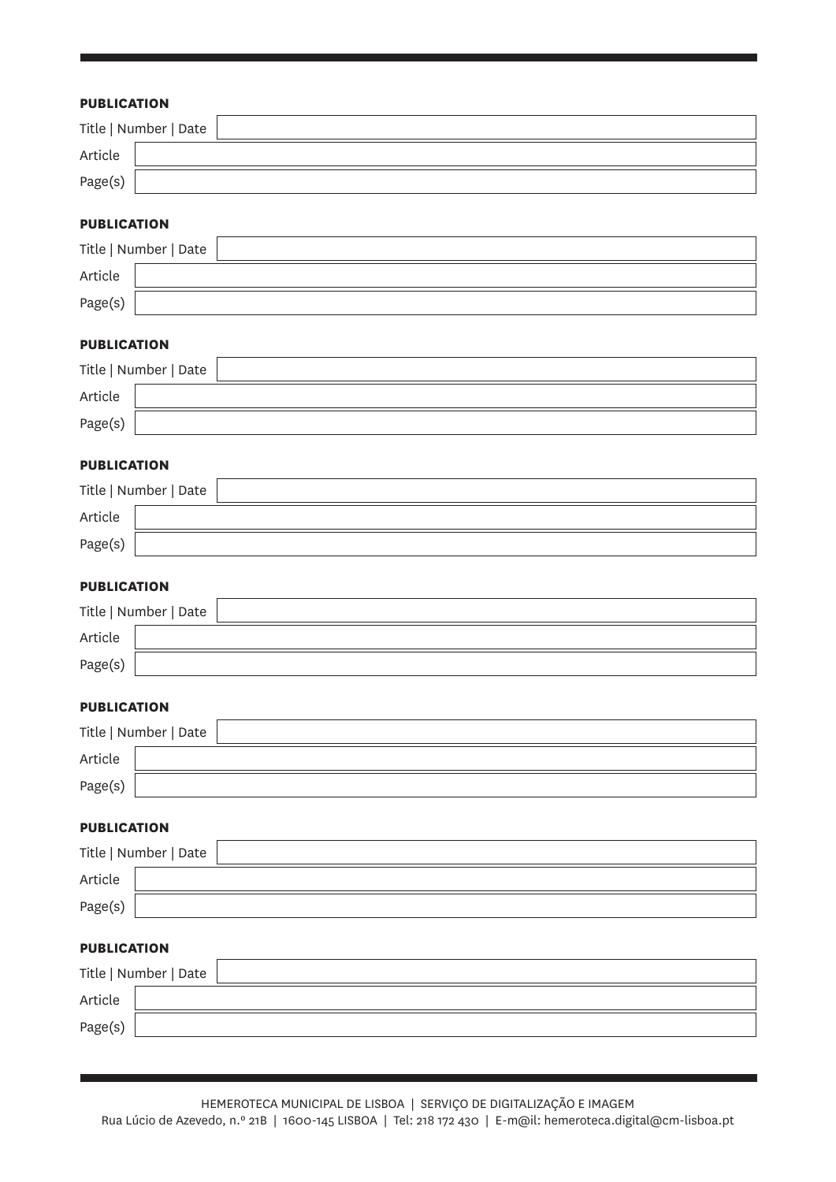**PUBLICATION**

Title | Number | Date

Article

Page(s)

**PUBLICATION**

Title | Number | Date

Article

Page(s)

**PUBLICATION**

Title | Number | Date

Article

Page(s)

**PUBLICATION**

Title | Number | Date

Article

Page(s)

**PUBLICATION**

Title | Number | Date

Article

Page(s)

**PUBLICATION**

Title | Number | Date

Article

Page(s)

**PUBLICATION**

Title | Number | Date

Article

Page(s)

**PUBLICATION**

Title | Number | Date

Article

Page(s)

HEMEROTECA MUNICIPAL DE LISBOA | SERVIÇO DE DIGITALIZAÇÃO E IMAGEM
Rua Lúcio de Azevedo, n.º 21B | 1600-145 LISBOA | Tel: 218 172 430 | E-m@il: hemeroteca.digital@cm-lisboa.pt